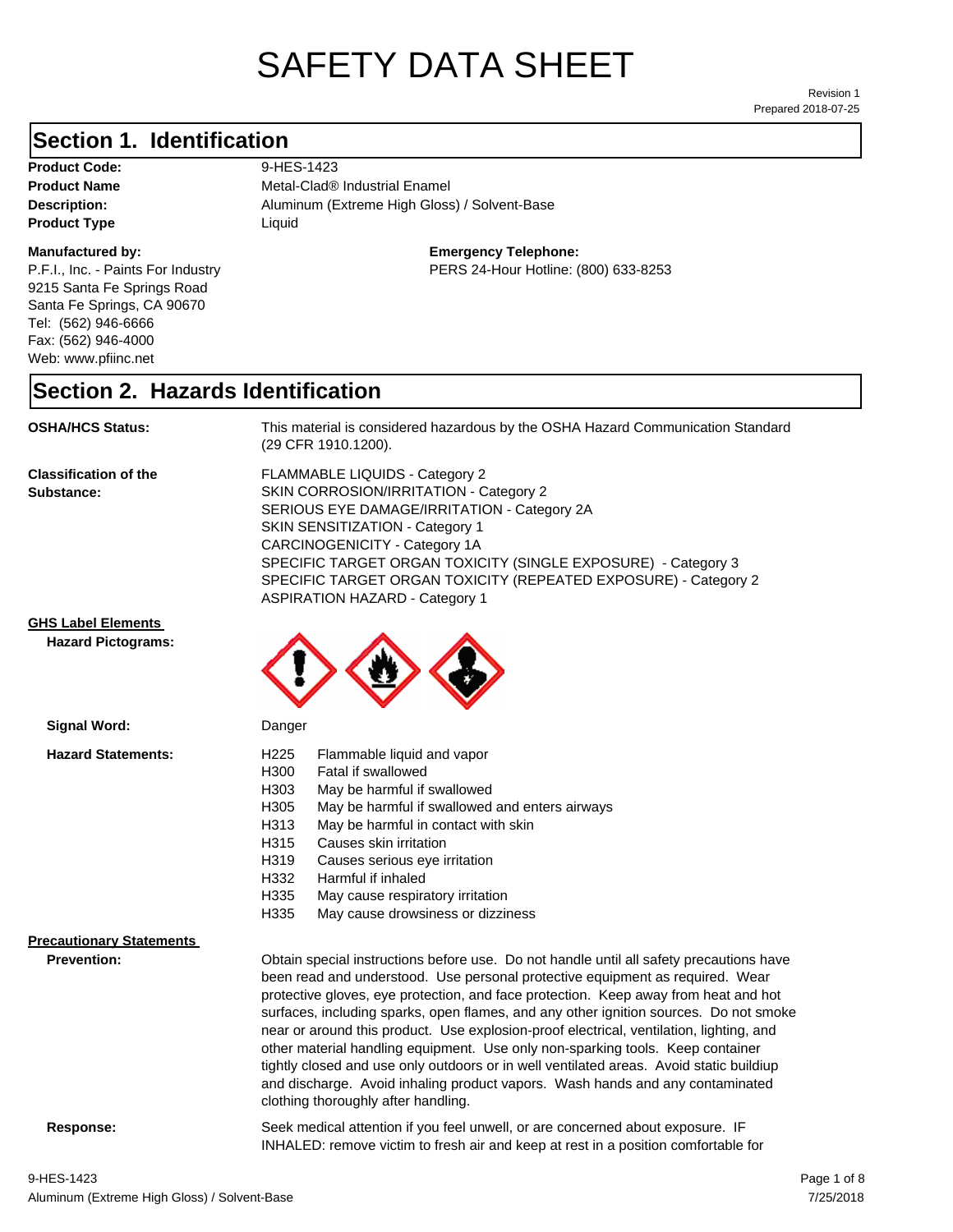# SAFETY DATA SHEET

Revision 1
Prepared 2018-07-25

## Section 1. Identification

**Product Code:** 9-HES-1423
**Product Name** Metal-Clad® Industrial Enamel
**Description:** Aluminum (Extreme High Gloss) / Solvent-Base
**Product Type** Liquid

**Manufactured by:**
P.F.I., Inc. - Paints For Industry
9215 Santa Fe Springs Road
Santa Fe Springs, CA 90670
Tel: (562) 946-6666
Fax: (562) 946-4000
Web: www.pfiinc.net

**Emergency Telephone:**
PERS 24-Hour Hotline: (800) 633-8253

## Section 2. Hazards Identification

**OSHA/HCS Status:** This material is considered hazardous by the OSHA Hazard Communication Standard (29 CFR 1910.1200).

**Classification of the Substance:**
FLAMMABLE LIQUIDS - Category 2
SKIN CORROSION/IRRITATION - Category 2
SERIOUS EYE DAMAGE/IRRITATION - Category 2A
SKIN SENSITIZATION - Category 1
CARCINOGENICITY - Category 1A
SPECIFIC TARGET ORGAN TOXICITY (SINGLE EXPOSURE) - Category 3
SPECIFIC TARGET ORGAN TOXICITY (REPEATED EXPOSURE) - Category 2
ASPIRATION HAZARD - Category 1

**GHS Label Elements**

**Hazard Pictograms:**

**Signal Word:** Danger

**Hazard Statements:**

| | |
|---|---|
| H225 | Flammable liquid and vapor |
| H300 | Fatal if swallowed |
| H303 | May be harmful if swallowed |
| H305 | May be harmful if swallowed and enters airways |
| H313 | May be harmful in contact with skin |
| H315 | Causes skin irritation |
| H319 | Causes serious eye irritation |
| H332 | Harmful if inhaled |
| H335 | May cause respiratory irritation |
| H335 | May cause drowsiness or dizziness |

**Precautionary Statements**

**Prevention:** Obtain special instructions before use. Do not handle until all safety precautions have been read and understood. Use personal protective equipment as required. Wear protective gloves, eye protection, and face protection. Keep away from heat and hot surfaces, including sparks, open flames, and any other ignition sources. Do not smoke near or around this product. Use explosion-proof electrical, ventilation, lighting, and other material handling equipment. Use only non-sparking tools. Keep container tightly closed and use only outdoors or in well ventilated areas. Avoid static buildiup and discharge. Avoid inhaling product vapors. Wash hands and any contaminated clothing thoroughly after handling.

**Response:** Seek medical attention if you feel unwell, or are concerned about exposure. IF INHALED: remove victim to fresh air and keep at rest in a position comfortable for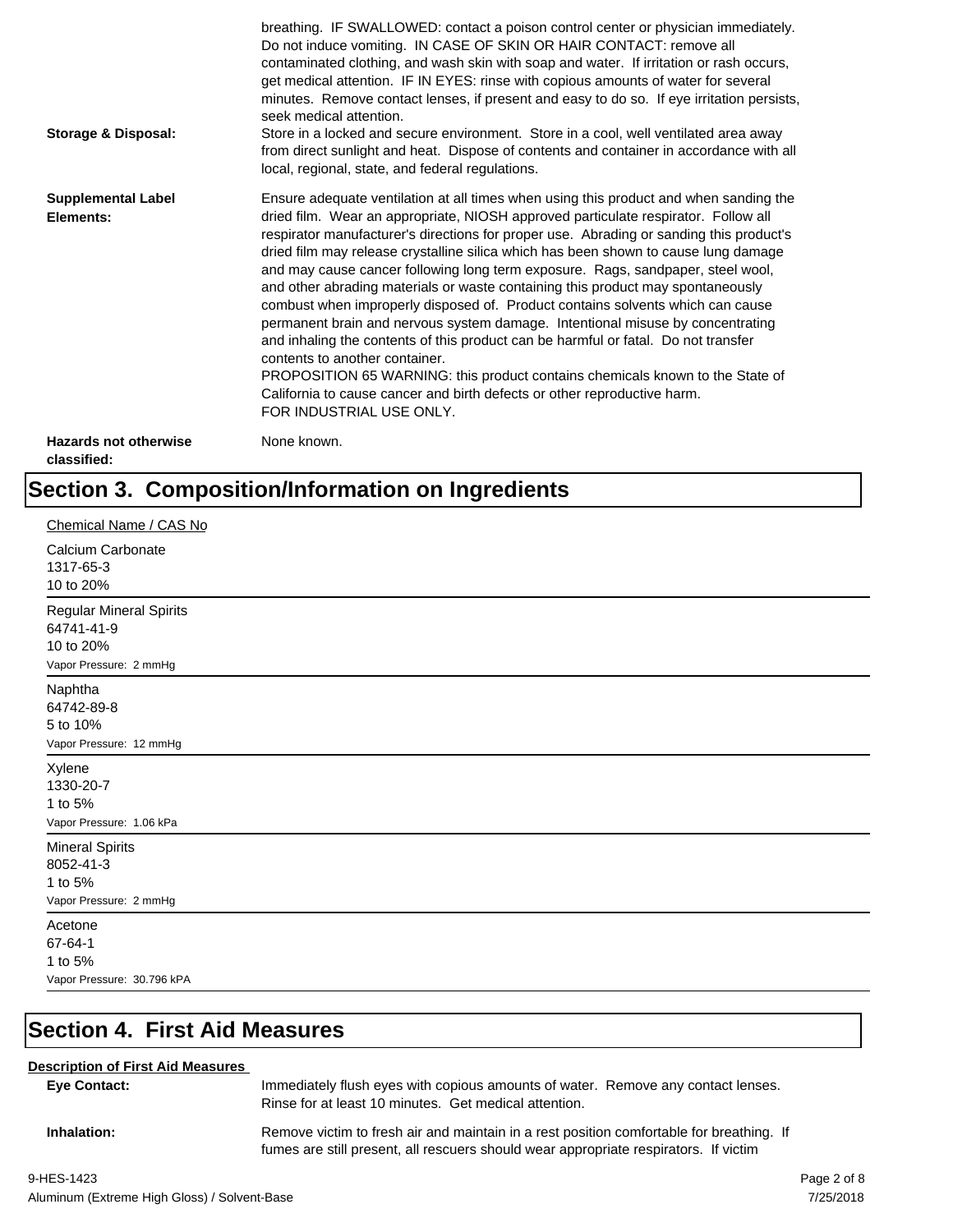breathing. IF SWALLOWED: contact a poison control center or physician immediately. Do not induce vomiting. IN CASE OF SKIN OR HAIR CONTACT: remove all contaminated clothing, and wash skin with soap and water. If irritation or rash occurs, get medical attention. IF IN EYES: rinse with copious amounts of water for several minutes. Remove contact lenses, if present and easy to do so. If eye irritation persists, seek medical attention.

**Storage & Disposal:** Store in a locked and secure environment. Store in a cool, well ventilated area away from direct sunlight and heat. Dispose of contents and container in accordance with all local, regional, state, and federal regulations.

**Supplemental Label Elements:** Ensure adequate ventilation at all times when using this product and when sanding the dried film. Wear an appropriate, NIOSH approved particulate respirator. Follow all respirator manufacturer's directions for proper use. Abrading or sanding this product's dried film may release crystalline silica which has been shown to cause lung damage and may cause cancer following long term exposure. Rags, sandpaper, steel wool, and other abrading materials or waste containing this product may spontaneously combust when improperly disposed of. Product contains solvents which can cause permanent brain and nervous system damage. Intentional misuse by concentrating and inhaling the contents of this product can be harmful or fatal. Do not transfer contents to another container.
PROPOSITION 65 WARNING: this product contains chemicals known to the State of California to cause cancer and birth defects or other reproductive harm.
FOR INDUSTRIAL USE ONLY.

**Hazards not otherwise classified:** None known.

# Section 3. Composition/Information on Ingredients

Chemical Name / CAS No

Calcium Carbonate
1317-65-3
10 to 20%

---

Regular Mineral Spirits
64741-41-9
10 to 20%
Vapor Pressure: 2 mmHg

---

Naphtha
64742-89-8
5 to 10%
Vapor Pressure: 12 mmHg

---

Xylene
1330-20-7
1 to 5%
Vapor Pressure: 1.06 kPa

---

Mineral Spirits
8052-41-3
1 to 5%
Vapor Pressure: 2 mmHg

---

Acetone
67-64-1
1 to 5%
Vapor Pressure: 30.796 kPA

---

# Section 4. First Aid Measures

**Description of First Aid Measures**

**Eye Contact:** Immediately flush eyes with copious amounts of water. Remove any contact lenses. Rinse for at least 10 minutes. Get medical attention.

**Inhalation:** Remove victim to fresh air and maintain in a rest position comfortable for breathing. If fumes are still present, all rescuers should wear appropriate respirators. If victim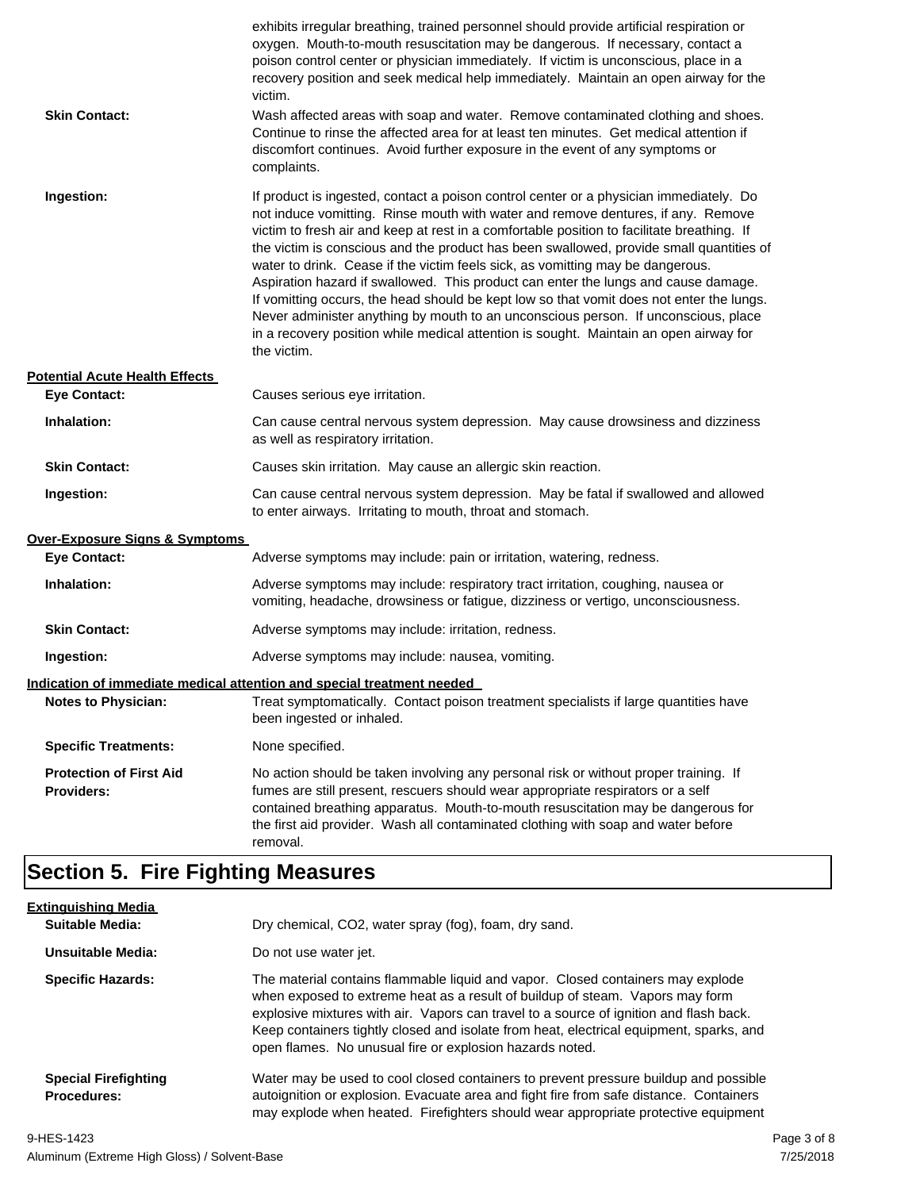exhibits irregular breathing, trained personnel should provide artificial respiration or oxygen. Mouth-to-mouth resuscitation may be dangerous. If necessary, contact a poison control center or physician immediately. If victim is unconscious, place in a recovery position and seek medical help immediately. Maintain an open airway for the victim.

**Skin Contact:** Wash affected areas with soap and water. Remove contaminated clothing and shoes. Continue to rinse the affected area for at least ten minutes. Get medical attention if discomfort continues. Avoid further exposure in the event of any symptoms or complaints.

**Ingestion:** If product is ingested, contact a poison control center or a physician immediately. Do not induce vomitting. Rinse mouth with water and remove dentures, if any. Remove victim to fresh air and keep at rest in a comfortable position to facilitate breathing. If the victim is conscious and the product has been swallowed, provide small quantities of water to drink. Cease if the victim feels sick, as vomitting may be dangerous. Aspiration hazard if swallowed. This product can enter the lungs and cause damage. If vomitting occurs, the head should be kept low so that vomit does not enter the lungs. Never administer anything by mouth to an unconscious person. If unconscious, place in a recovery position while medical attention is sought. Maintain an open airway for the victim.

**Potential Acute Health Effects**

**Eye Contact:** Causes serious eye irritation.

**Inhalation:** Can cause central nervous system depression. May cause drowsiness and dizziness as well as respiratory irritation.

**Skin Contact:** Causes skin irritation. May cause an allergic skin reaction.

**Ingestion:** Can cause central nervous system depression. May be fatal if swallowed and allowed to enter airways. Irritating to mouth, throat and stomach.

**Over-Exposure Signs & Symptoms**

**Eye Contact:** Adverse symptoms may include: pain or irritation, watering, redness.

**Inhalation:** Adverse symptoms may include: respiratory tract irritation, coughing, nausea or vomiting, headache, drowsiness or fatigue, dizziness or vertigo, unconsciousness.

**Skin Contact:** Adverse symptoms may include: irritation, redness.

**Ingestion:** Adverse symptoms may include: nausea, vomiting.

**Indication of immediate medical attention and special treatment needed**

**Notes to Physician:** Treat symptomatically. Contact poison treatment specialists if large quantities have been ingested or inhaled.

**Specific Treatments:** None specified.

**Protection of First Aid Providers:** No action should be taken involving any personal risk or without proper training. If fumes are still present, rescuers should wear appropriate respirators or a self contained breathing apparatus. Mouth-to-mouth resuscitation may be dangerous for the first aid provider. Wash all contaminated clothing with soap and water before removal.

# Section 5. Fire Fighting Measures

**Extinguishing Media**

**Suitable Media:** Dry chemical, $CO_2$, water spray (fog), foam, dry sand.

**Unsuitable Media:** Do not use water jet.

**Specific Hazards:** The material contains flammable liquid and vapor. Closed containers may explode when exposed to extreme heat as a result of buildup of steam. Vapors may form explosive mixtures with air. Vapors can travel to a source of ignition and flash back. Keep containers tightly closed and isolate from heat, electrical equipment, sparks, and open flames. No unusual fire or explosion hazards noted.

**Special Firefighting Procedures:** Water may be used to cool closed containers to prevent pressure buildup and possible autoignition or explosion. Evacuate area and fight fire from safe distance. Containers may explode when heated. Firefighters should wear appropriate protective equipment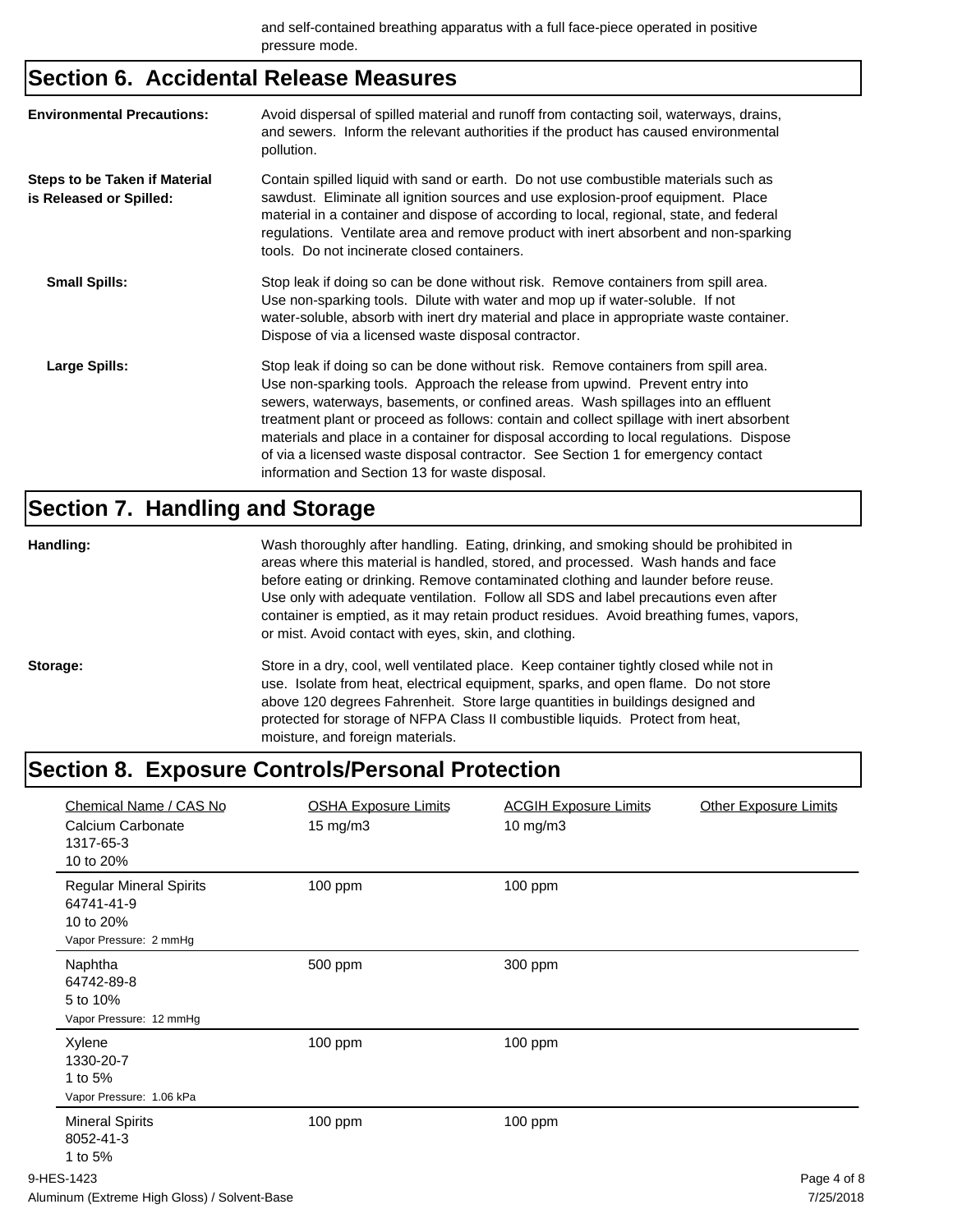and self-contained breathing apparatus with a full face-piece operated in positive pressure mode.

## Section 6. Accidental Release Measures

**Environmental Precautions:** Avoid dispersal of spilled material and runoff from contacting soil, waterways, drains, and sewers. Inform the relevant authorities if the product has caused environmental pollution.

**Steps to be Taken if Material is Released or Spilled:** Contain spilled liquid with sand or earth. Do not use combustible materials such as sawdust. Eliminate all ignition sources and use explosion-proof equipment. Place material in a container and dispose of according to local, regional, state, and federal regulations. Ventilate area and remove product with inert absorbent and non-sparking tools. Do not incinerate closed containers.

**Small Spills:** Stop leak if doing so can be done without risk. Remove containers from spill area. Use non-sparking tools. Dilute with water and mop up if water-soluble. If not water-soluble, absorb with inert dry material and place in appropriate waste container. Dispose of via a licensed waste disposal contractor.

**Large Spills:** Stop leak if doing so can be done without risk. Remove containers from spill area. Use non-sparking tools. Approach the release from upwind. Prevent entry into sewers, waterways, basements, or confined areas. Wash spillages into an effluent treatment plant or proceed as follows: contain and collect spillage with inert absorbent materials and place in a container for disposal according to local regulations. Dispose of via a licensed waste disposal contractor. See Section 1 for emergency contact information and Section 13 for waste disposal.

## Section 7. Handling and Storage

**Handling:** Wash thoroughly after handling. Eating, drinking, and smoking should be prohibited in areas where this material is handled, stored, and processed. Wash hands and face before eating or drinking. Remove contaminated clothing and launder before reuse. Use only with adequate ventilation. Follow all SDS and label precautions even after container is emptied, as it may retain product residues. Avoid breathing fumes, vapors, or mist. Avoid contact with eyes, skin, and clothing.

**Storage:** Store in a dry, cool, well ventilated place. Keep container tightly closed while not in use. Isolate from heat, electrical equipment, sparks, and open flame. Do not store above 120 degrees Fahrenheit. Store large quantities in buildings designed and protected for storage of NFPA Class II combustible liquids. Protect from heat, moisture, and foreign materials.

## Section 8. Exposure Controls/Personal Protection

| Chemical Name / CAS No | OSHA Exposure Limits | ACGIH Exposure Limits | Other Exposure Limits |
|---|---|---|---|
| Calcium Carbonate<br>1317-65-3<br>10 to 20% | 15 mg/m3 | 10 mg/m3 | |
| Regular Mineral Spirits<br>64741-41-9<br>10 to 20%<br>Vapor Pressure: 2 mmHg | 100 ppm | 100 ppm | |
| Naphtha<br>64742-89-8<br>5 to 10%<br>Vapor Pressure: 12 mmHg | 500 ppm | 300 ppm | |
| Xylene<br>1330-20-7<br>1 to 5%<br>Vapor Pressure: 1.06 kPa | 100 ppm | 100 ppm | |
| Mineral Spirits<br>8052-41-3<br>1 to 5% | 100 ppm | 100 ppm | |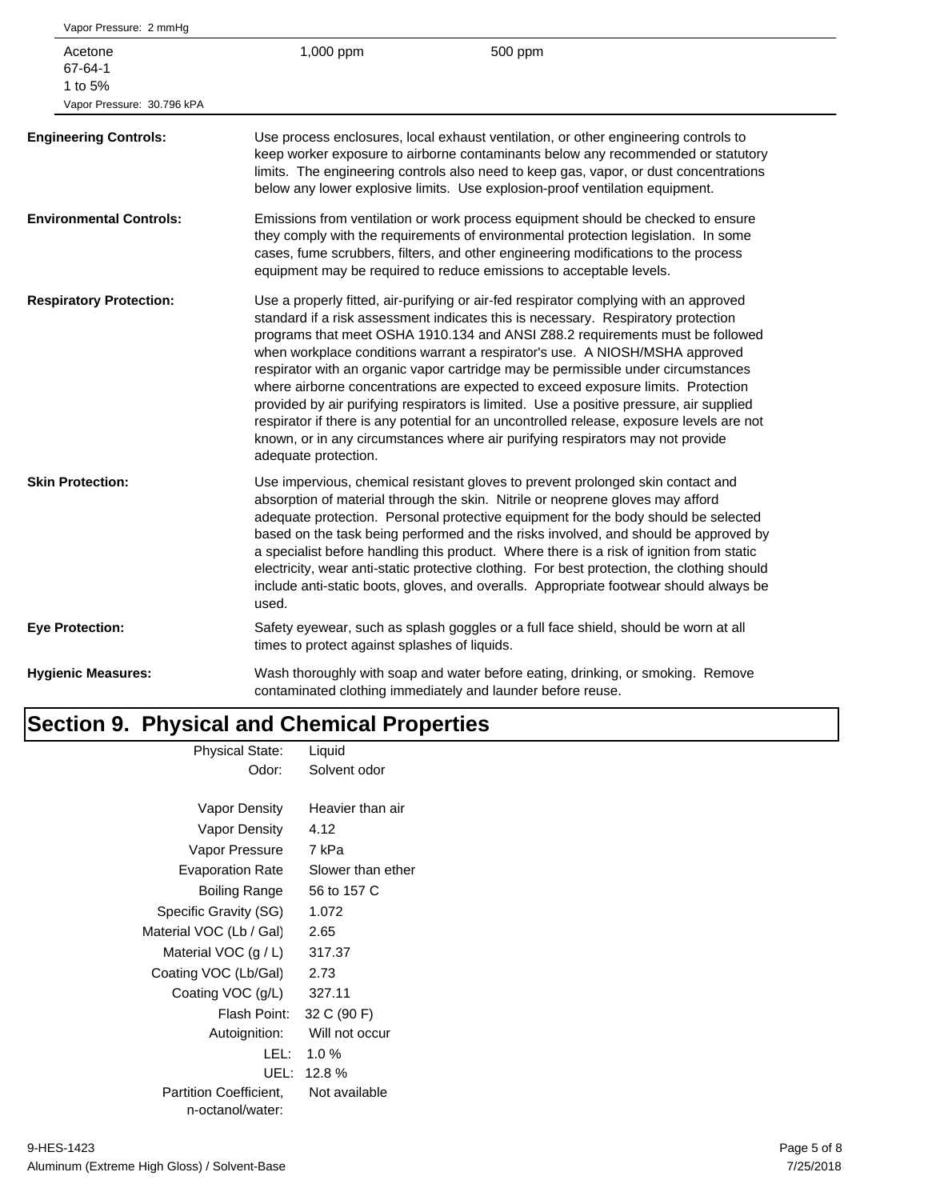| | | |
|---|---|---|
| Vapor Pressure: 2 mmHg | | |
| Acetone<br>67-64-1<br>1 to 5%<br>Vapor Pressure: 30.796 kPA | 1,000 ppm | 500 ppm |

**Engineering Controls:** Use process enclosures, local exhaust ventilation, or other engineering controls to keep worker exposure to airborne contaminants below any recommended or statutory limits. The engineering controls also need to keep gas, vapor, or dust concentrations below any lower explosive limits. Use explosion-proof ventilation equipment.

**Environmental Controls:** Emissions from ventilation or work process equipment should be checked to ensure they comply with the requirements of environmental protection legislation. In some cases, fume scrubbers, filters, and other engineering modifications to the process equipment may be required to reduce emissions to acceptable levels.

**Respiratory Protection:** Use a properly fitted, air-purifying or air-fed respirator complying with an approved standard if a risk assessment indicates this is necessary. Respiratory protection programs that meet OSHA 1910.134 and ANSI Z88.2 requirements must be followed when workplace conditions warrant a respirator's use. A NIOSH/MSHA approved respirator with an organic vapor cartridge may be permissible under circumstances where airborne concentrations are expected to exceed exposure limits. Protection provided by air purifying respirators is limited. Use a positive pressure, air supplied respirator if there is any potential for an uncontrolled release, exposure levels are not known, or in any circumstances where air purifying respirators may not provide adequate protection.

**Skin Protection:** Use impervious, chemical resistant gloves to prevent prolonged skin contact and absorption of material through the skin. Nitrile or neoprene gloves may afford adequate protection. Personal protective equipment for the body should be selected based on the task being performed and the risks involved, and should be approved by a specialist before handling this product. Where there is a risk of ignition from static electricity, wear anti-static protective clothing. For best protection, the clothing should include anti-static boots, gloves, and overalls. Appropriate footwear should always be used.

**Eye Protection:** Safety eyewear, such as splash goggles or a full face shield, should be worn at all times to protect against splashes of liquids.

**Hygienic Measures:** Wash thoroughly with soap and water before eating, drinking, or smoking. Remove contaminated clothing immediately and launder before reuse.

# Section 9. Physical and Chemical Properties

| | |
|---|---|
| Physical State: | Liquid |
| Odor: | Solvent odor |
| Vapor Density | Heavier than air |
| Vapor Density | 4.12 |
| Vapor Pressure | 7 kPa |
| Evaporation Rate | Slower than ether |
| Boiling Range | 56 to 157 C |
| Specific Gravity (SG) | 1.072 |
| Material VOC (Lb / Gal) | 2.65 |
| Material VOC (g / L) | 317.37 |
| Coating VOC (Lb/Gal) | 2.73 |
| Coating VOC (g/L) | 327.11 |
| Flash Point: | 32 C (90 F) |
| Autoignition: | Will not occur |
| LEL: | 1.0 % |
| UEL: | 12.8 % |
| Partition Coefficient, n-octanol/water: | Not available |

9-HES-1423
Aluminum (Extreme High Gloss) / Solvent-Base
7/25/2018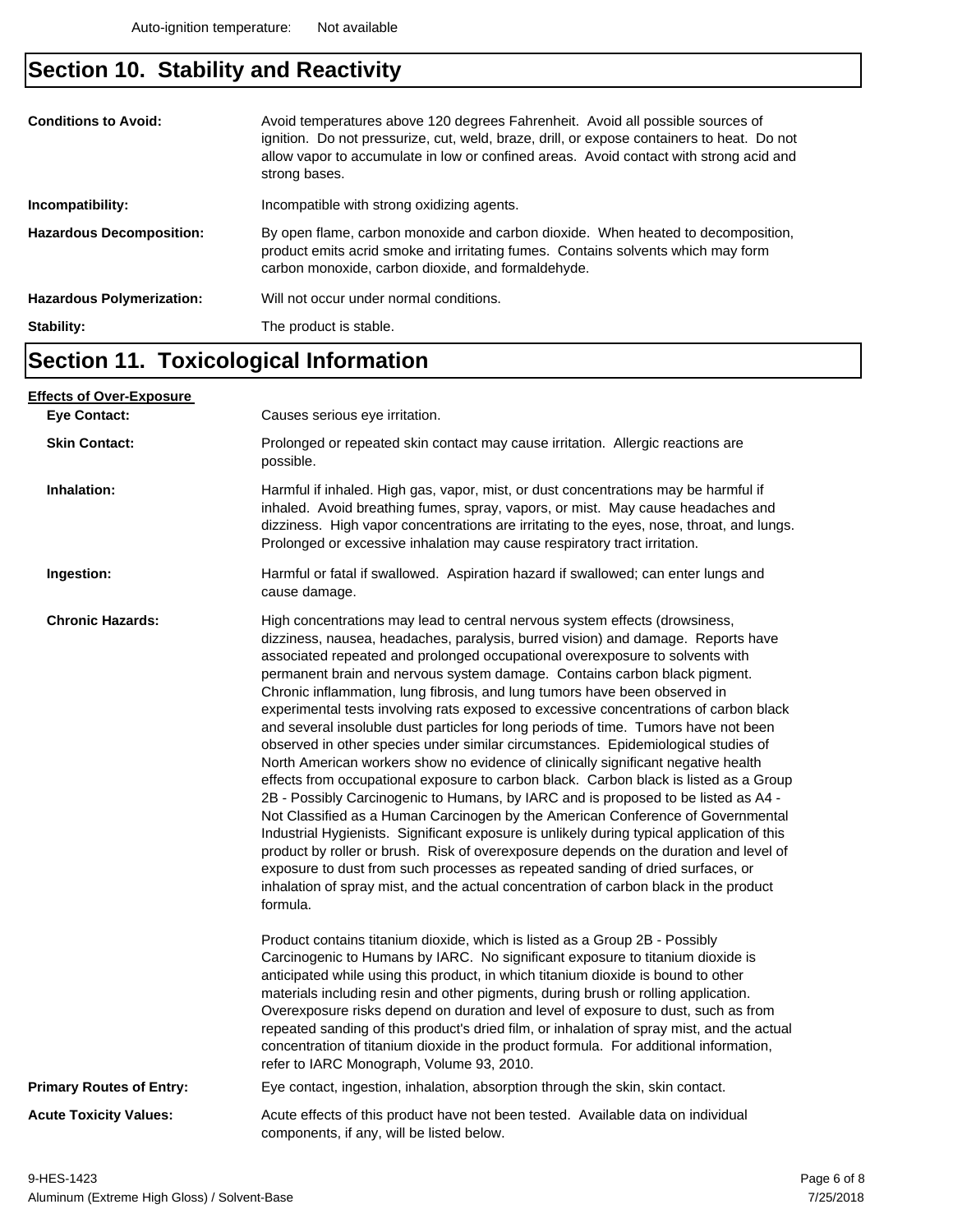Auto-ignition temperature: Not available

## Section 10. Stability and Reactivity

**Conditions to Avoid:** Avoid temperatures above 120 degrees Fahrenheit. Avoid all possible sources of ignition. Do not pressurize, cut, weld, braze, drill, or expose containers to heat. Do not allow vapor to accumulate in low or confined areas. Avoid contact with strong acid and strong bases.

**Incompatibility:** Incompatible with strong oxidizing agents.

**Hazardous Decomposition:** By open flame, carbon monoxide and carbon dioxide. When heated to decomposition, product emits acrid smoke and irritating fumes. Contains solvents which may form carbon monoxide, carbon dioxide, and formaldehyde.

**Hazardous Polymerization:** Will not occur under normal conditions.

**Stability:** The product is stable.

## Section 11. Toxicological Information

**Effects of Over-Exposure**

**Eye Contact:** Causes serious eye irritation.

**Skin Contact:** Prolonged or repeated skin contact may cause irritation. Allergic reactions are possible.

**Inhalation:** Harmful if inhaled. High gas, vapor, mist, or dust concentrations may be harmful if inhaled. Avoid breathing fumes, spray, vapors, or mist. May cause headaches and dizziness. High vapor concentrations are irritating to the eyes, nose, throat, and lungs. Prolonged or excessive inhalation may cause respiratory tract irritation.

**Ingestion:** Harmful or fatal if swallowed. Aspiration hazard if swallowed; can enter lungs and cause damage.

**Chronic Hazards:** High concentrations may lead to central nervous system effects (drowsiness, dizziness, nausea, headaches, paralysis, burred vision) and damage. Reports have associated repeated and prolonged occupational overexposure to solvents with permanent brain and nervous system damage. Contains carbon black pigment. Chronic inflammation, lung fibrosis, and lung tumors have been observed in experimental tests involving rats exposed to excessive concentrations of carbon black and several insoluble dust particles for long periods of time. Tumors have not been observed in other species under similar circumstances. Epidemiological studies of North American workers show no evidence of clinically significant negative health effects from occupational exposure to carbon black. Carbon black is listed as a Group 2B - Possibly Carcinogenic to Humans, by IARC and is proposed to be listed as A4 - Not Classified as a Human Carcinogen by the American Conference of Governmental Industrial Hygienists. Significant exposure is unlikely during typical application of this product by roller or brush. Risk of overexposure depends on the duration and level of exposure to dust from such processes as repeated sanding of dried surfaces, or inhalation of spray mist, and the actual concentration of carbon black in the product formula.

Product contains titanium dioxide, which is listed as a Group 2B - Possibly Carcinogenic to Humans by IARC. No significant exposure to titanium dioxide is anticipated while using this product, in which titanium dioxide is bound to other materials including resin and other pigments, during brush or rolling application. Overexposure risks depend on duration and level of exposure to dust, such as from repeated sanding of this product's dried film, or inhalation of spray mist, and the actual concentration of titanium dioxide in the product formula. For additional information, refer to IARC Monograph, Volume 93, 2010.

**Primary Routes of Entry:** Eye contact, ingestion, inhalation, absorption through the skin, skin contact.

**Acute Toxicity Values:** Acute effects of this product have not been tested. Available data on individual components, if any, will be listed below.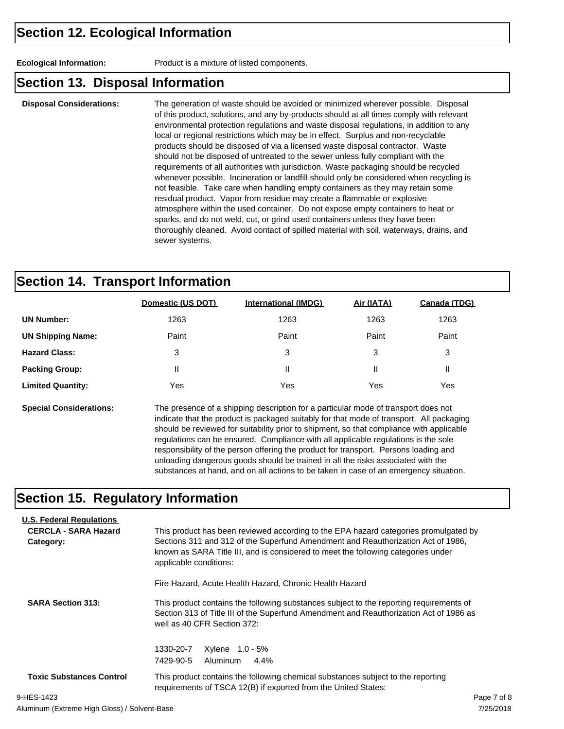## Section 12. Ecological Information

**Ecological Information:** Product is a mixture of listed components.

## Section 13. Disposal Information

**Disposal Considerations:** The generation of waste should be avoided or minimized wherever possible. Disposal of this product, solutions, and any by-products should at all times comply with relevant environmental protection regulations and waste disposal regulations, in addition to any local or regional restrictions which may be in effect. Surplus and non-recyclable products should be disposed of via a licensed waste disposal contractor. Waste should not be disposed of untreated to the sewer unless fully compliant with the requirements of all authorities with jurisdiction. Waste packaging should be recycled whenever possible. Incineration or landfill should only be considered when recycling is not feasible. Take care when handling empty containers as they may retain some residual product. Vapor from residue may create a flammable or explosive atmosphere within the used container. Do not expose empty containers to heat or sparks, and do not weld, cut, or grind used containers unless they have been thoroughly cleaned. Avoid contact of spilled material with soil, waterways, drains, and sewer systems.

## Section 14. Transport Information

| | Domestic (US DOT) | International (IMDG) | Air (IATA) | Canada (TDG) |
|---|---|---|---|---|
| **UN Number:** | 1263 | 1263 | 1263 | 1263 |
| **UN Shipping Name:** | Paint | Paint | Paint | Paint |
| **Hazard Class:** | 3 | 3 | 3 | 3 |
| **Packing Group:** | II | II | II | II |
| **Limited Quantity:** | Yes | Yes | Yes | Yes |

**Special Considerations:** The presence of a shipping description for a particular mode of transport does not indicate that the product is packaged suitably for that mode of transport. All packaging should be reviewed for suitability prior to shipment, so that compliance with applicable regulations can be ensured. Compliance with all applicable regulations is the sole responsibility of the person offering the product for transport. Persons loading and unloading dangerous goods should be trained in all the risks associated with the substances at hand, and on all actions to be taken in case of an emergency situation.

## Section 15. Regulatory Information

**U.S. Federal Regulations**

**CERCLA - SARA Hazard Category:** This product has been reviewed according to the EPA hazard categories promulgated by Sections 311 and 312 of the Superfund Amendment and Reauthorization Act of 1986, known as SARA Title III, and is considered to meet the following categories under applicable conditions:

Fire Hazard, Acute Health Hazard, Chronic Health Hazard

**SARA Section 313:** This product contains the following substances subject to the reporting requirements of Section 313 of Title III of the Superfund Amendment and Reauthorization Act of 1986 as well as 40 CFR Section 372:

| | | |
|---|---|---|
| 1330-20-7 | Xylene | 1.0 - 5% |
| 7429-90-5 | Aluminum | 4.4% |

**Toxic Substances Control** This product contains the following chemical substances subject to the reporting requirements of TSCA 12(B) if exported from the United States:

9-HES-1423

Aluminum (Extreme High Gloss) / Solvent-Base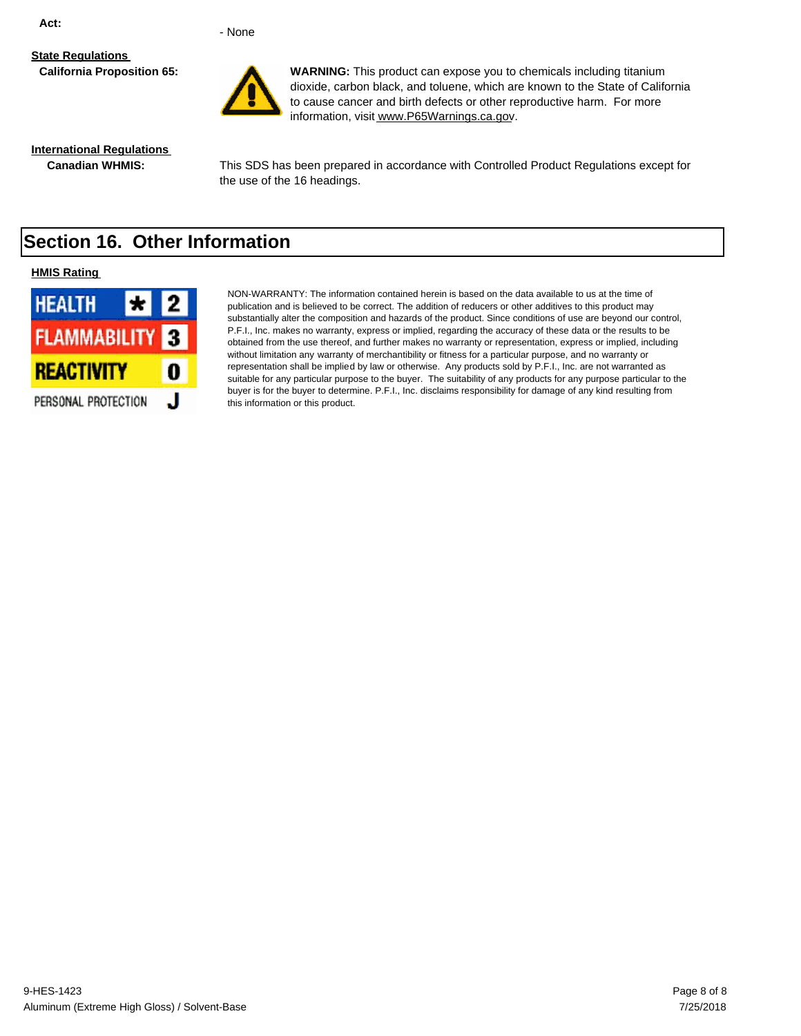**Act:** - None

**State Regulations**

**California Proposition 65:** **WARNING:** This product can expose you to chemicals including titanium dioxide, carbon black, and toluene, which are known to the State of California to cause cancer and birth defects or other reproductive harm. For more information, visit www.P65Warnings.ca.gov.

**International Regulations**

**Canadian WHMIS:** This SDS has been prepared in accordance with Controlled Product Regulations except for the use of the 16 headings.

## Section 16. Other Information

**HMIS Rating**

| | | |
|---|---|---|
| HEALTH | * | 2 |
| FLAMMABILITY | | 3 |
| REACTIVITY | | 0 |
| PERSONAL PROTECTION | | J |

NON-WARRANTY: The information contained herein is based on the data available to us at the time of publication and is believed to be correct. The addition of reducers or other additives to this product may substantially alter the composition and hazards of the product. Since conditions of use are beyond our control, P.F.I., Inc. makes no warranty, express or implied, regarding the accuracy of these data or the results to be obtained from the use thereof, and further makes no warranty or representation, express or implied, including without limitation any warranty of merchantibility or fitness for a particular purpose, and no warranty or representation shall be implied by law or otherwise. Any products sold by P.F.I., Inc. are not warranted as suitable for any particular purpose to the buyer. The suitability of any products for any purpose particular to the buyer is for the buyer to determine. P.F.I., Inc. disclaims responsibility for damage of any kind resulting from this information or this product.